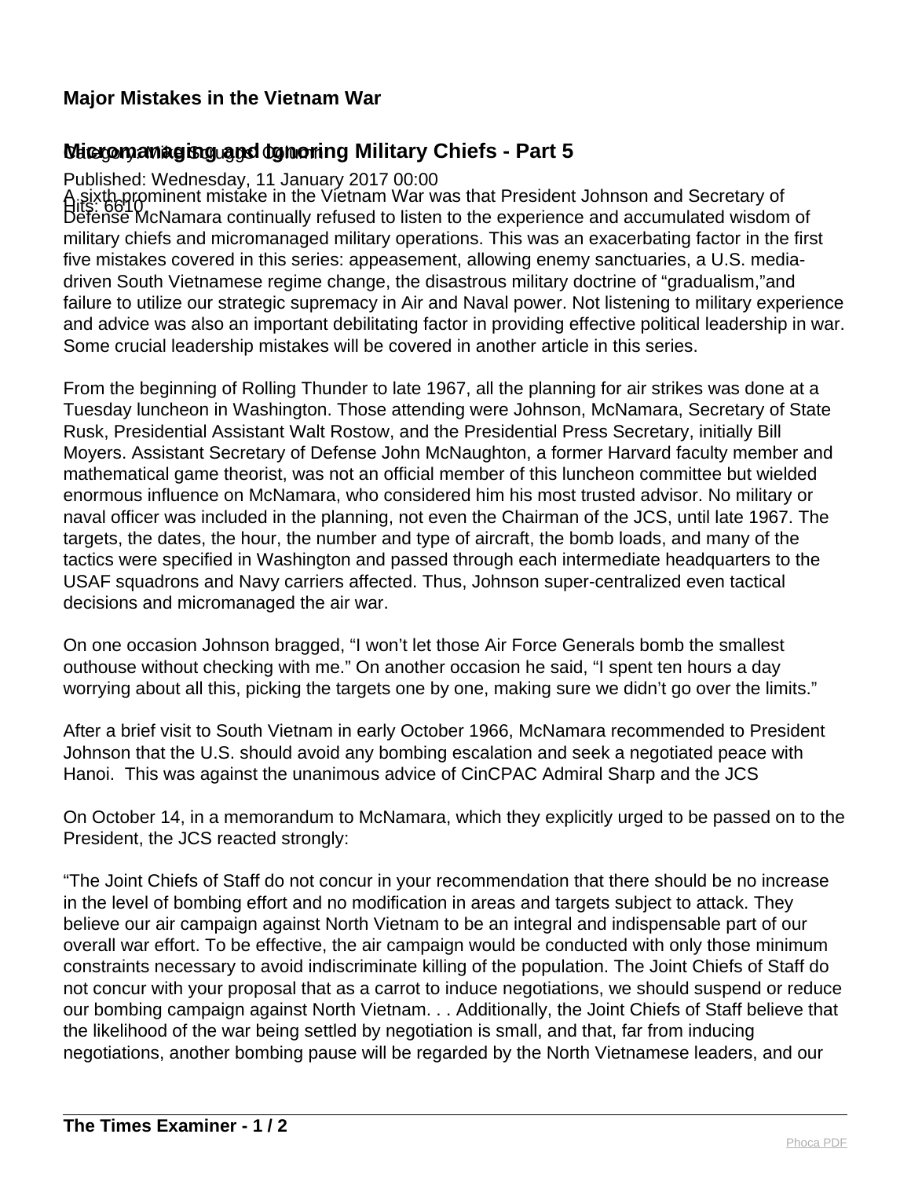# Major Mistakes in the Vietnam War

## Micromanaging and Ignoring Military Chiefs - Part 5

Category: Mike Scruggs Column

Published: Wednesday, 11 January 2017 00:00

Hits: 6610

A sixth prominent mistake in the Vietnam War was that President Johnson and Secretary of Defense McNamara continually refused to listen to the experience and accumulated wisdom of military chiefs and micromanaged military operations. This was an exacerbating factor in the first five mistakes covered in this series: appeasement, allowing enemy sanctuaries, a U.S. media-driven South Vietnamese regime change, the disastrous military doctrine of "gradualism,"and failure to utilize our strategic supremacy in Air and Naval power. Not listening to military experience and advice was also an important debilitating factor in providing effective political leadership in war. Some crucial leadership mistakes will be covered in another article in this series.

From the beginning of Rolling Thunder to late 1967, all the planning for air strikes was done at a Tuesday luncheon in Washington. Those attending were Johnson, McNamara, Secretary of State Rusk, Presidential Assistant Walt Rostow, and the Presidential Press Secretary, initially Bill Moyers. Assistant Secretary of Defense John McNaughton, a former Harvard faculty member and mathematical game theorist, was not an official member of this luncheon committee but wielded enormous influence on McNamara, who considered him his most trusted advisor. No military or naval officer was included in the planning, not even the Chairman of the JCS, until late 1967. The targets, the dates, the hour, the number and type of aircraft, the bomb loads, and many of the tactics were specified in Washington and passed through each intermediate headquarters to the USAF squadrons and Navy carriers affected. Thus, Johnson super-centralized even tactical decisions and micromanaged the air war.

On one occasion Johnson bragged, "I won't let those Air Force Generals bomb the smallest outhouse without checking with me." On another occasion he said, "I spent ten hours a day worrying about all this, picking the targets one by one, making sure we didn't go over the limits."

After a brief visit to South Vietnam in early October 1966, McNamara recommended to President Johnson that the U.S. should avoid any bombing escalation and seek a negotiated peace with Hanoi. This was against the unanimous advice of CinCPAC Admiral Sharp and the JCS

On October 14, in a memorandum to McNamara, which they explicitly urged to be passed on to the President, the JCS reacted strongly:

"The Joint Chiefs of Staff do not concur in your recommendation that there should be no increase in the level of bombing effort and no modification in areas and targets subject to attack. They believe our air campaign against North Vietnam to be an integral and indispensable part of our overall war effort. To be effective, the air campaign would be conducted with only those minimum constraints necessary to avoid indiscriminate killing of the population. The Joint Chiefs of Staff do not concur with your proposal that as a carrot to induce negotiations, we should suspend or reduce our bombing campaign against North Vietnam. . . Additionally, the Joint Chiefs of Staff believe that the likelihood of the war being settled by negotiation is small, and that, far from inducing negotiations, another bombing pause will be regarded by the North Vietnamese leaders, and our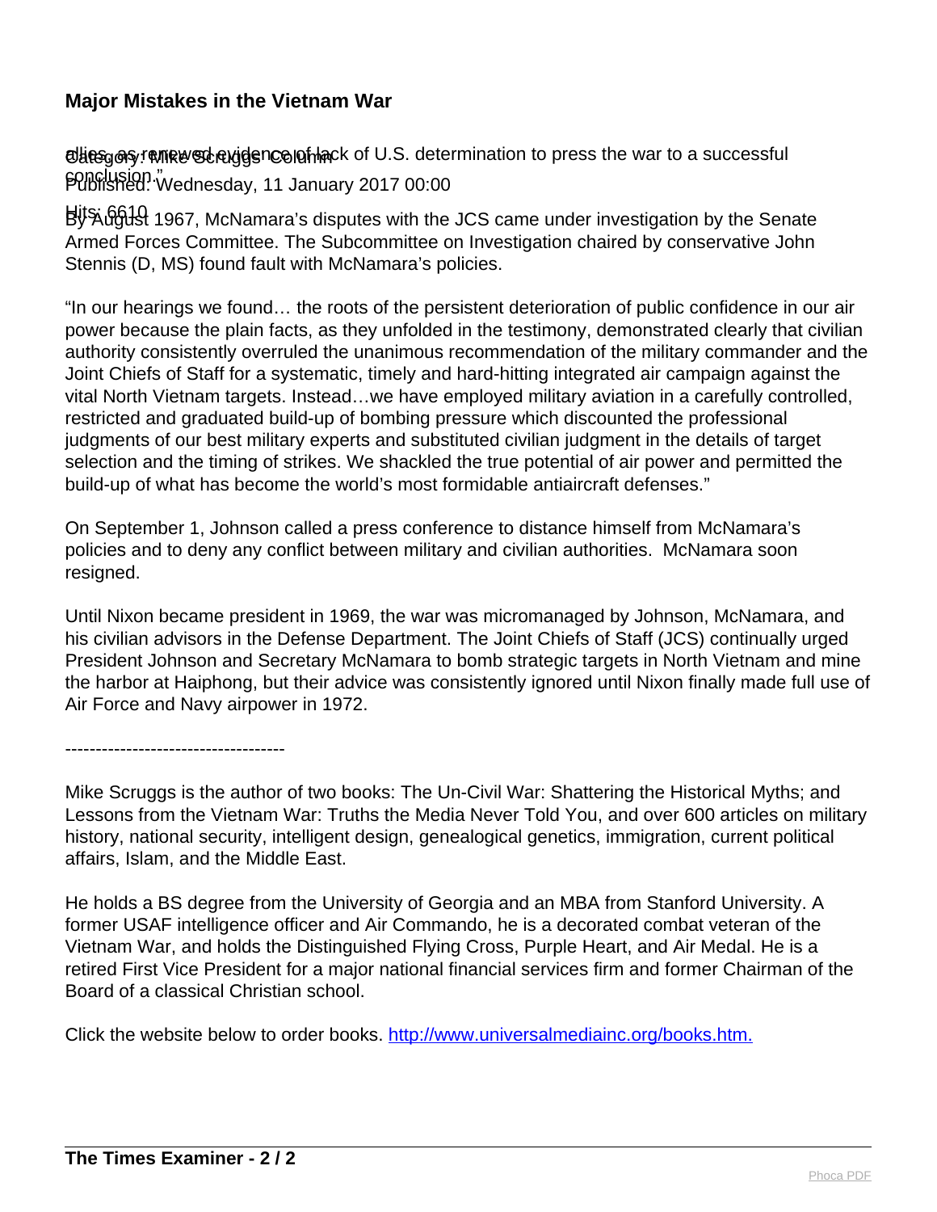allies, as renewed evidence of lack of U.S. determination to press the war to a successful conclusion."

By August 1967, McNamara's disputes with the JCS came under investigation by the Senate Armed Forces Committee. The Subcommittee on Investigation chaired by conservative John Stennis (D, MS) found fault with McNamara's policies.

"In our hearings we found… the roots of the persistent deterioration of public confidence in our air power because the plain facts, as they unfolded in the testimony, demonstrated clearly that civilian authority consistently overruled the unanimous recommendation of the military commander and the Joint Chiefs of Staff for a systematic, timely and hard-hitting integrated air campaign against the vital North Vietnam targets. Instead…we have employed military aviation in a carefully controlled, restricted and graduated build-up of bombing pressure which discounted the professional judgments of our best military experts and substituted civilian judgment in the details of target selection and the timing of strikes. We shackled the true potential of air power and permitted the build-up of what has become the world's most formidable antiaircraft defenses."

On September 1, Johnson called a press conference to distance himself from McNamara's policies and to deny any conflict between military and civilian authorities. McNamara soon resigned.

Until Nixon became president in 1969, the war was micromanaged by Johnson, McNamara, and his civilian advisors in the Defense Department. The Joint Chiefs of Staff (JCS) continually urged President Johnson and Secretary McNamara to bomb strategic targets in North Vietnam and mine the harbor at Haiphong, but their advice was consistently ignored until Nixon finally made full use of Air Force and Navy airpower in 1972.

------------------------------------

Mike Scruggs is the author of two books: The Un-Civil War: Shattering the Historical Myths; and Lessons from the Vietnam War: Truths the Media Never Told You, and over 600 articles on military history, national security, intelligent design, genealogical genetics, immigration, current political affairs, Islam, and the Middle East.

He holds a BS degree from the University of Georgia and an MBA from Stanford University. A former USAF intelligence officer and Air Commando, he is a decorated combat veteran of the Vietnam War, and holds the Distinguished Flying Cross, Purple Heart, and Air Medal. He is a retired First Vice President for a major national financial services firm and former Chairman of the Board of a classical Christian school.

Click the website below to order books. [http://www.universalmediainc.org/books.htm.](http://www.universalmediainc.org/books.htm)